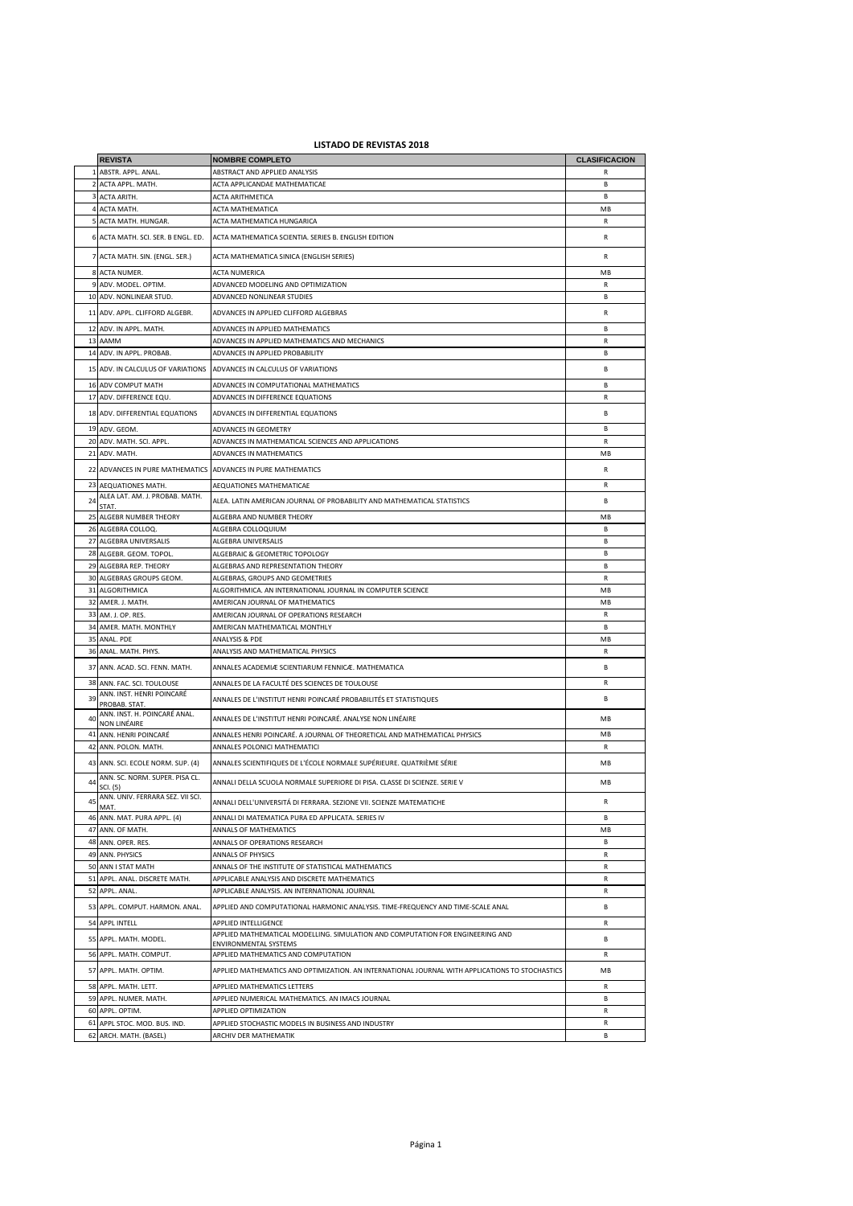# LISTADO DE REVISTAS 2018

| | REVISTA | NOMBRE COMPLETO | CLASIFICACION |
|---|---|---|---|
| 1 | ABSTR. APPL. ANAL. | ABSTRACT AND APPLIED ANALYSIS | R |
| 2 | ACTA APPL. MATH. | ACTA APPLICANDAE MATHEMATICAE | B |
| 3 | ACTA ARITH. | ACTA ARITHMETICA | B |
| 4 | ACTA MATH. | ACTA MATHEMATICA | MB |
| 5 | ACTA MATH. HUNGAR. | ACTA MATHEMATICA HUNGARICA | R |
| 6 | ACTA MATH. SCI. SER. B ENGL. ED. | ACTA MATHEMATICA SCIENTIA. SERIES B. ENGLISH EDITION | R |
| 7 | ACTA MATH. SIN. (ENGL. SER.) | ACTA MATHEMATICA SINICA (ENGLISH SERIES) | R |
| 8 | ACTA NUMER. | ACTA NUMERICA | MB |
| 9 | ADV. MODEL. OPTIM. | ADVANCED MODELING AND OPTIMIZATION | R |
| 10 | ADV. NONLINEAR STUD. | ADVANCED NONLINEAR STUDIES | B |
| 11 | ADV. APPL. CLIFFORD ALGEBR. | ADVANCES IN APPLIED CLIFFORD ALGEBRAS | R |
| 12 | ADV. IN APPL. MATH. | ADVANCES IN APPLIED MATHEMATICS | B |
| 13 | AAMM | ADVANCES IN APPLIED MATHEMATICS AND MECHANICS | R |
| 14 | ADV. IN APPL. PROBAB. | ADVANCES IN APPLIED PROBABILITY | B |
| 15 | ADV. IN CALCULUS OF VARIATIONS | ADVANCES IN CALCULUS OF VARIATIONS | B |
| 16 | ADV COMPUT MATH | ADVANCES IN COMPUTATIONAL MATHEMATICS | B |
| 17 | ADV. DIFFERENCE EQU. | ADVANCES IN DIFFERENCE EQUATIONS | R |
| 18 | ADV. DIFFERENTIAL EQUATIONS | ADVANCES IN DIFFERENTIAL EQUATIONS | B |
| 19 | ADV. GEOM. | ADVANCES IN GEOMETRY | B |
| 20 | ADV. MATH. SCI. APPL. | ADVANCES IN MATHEMATICAL SCIENCES AND APPLICATIONS | R |
| 21 | ADV. MATH. | ADVANCES IN MATHEMATICS | MB |
| 22 | ADVANCES IN PURE MATHEMATICS | ADVANCES IN PURE MATHEMATICS | R |
| 23 | AEQUATIONES MATH. | AEQUATIONES MATHEMATICAE | R |
| 24 | ALEA LAT. AM. J. PROBAB. MATH. STAT. | ALEA. LATIN AMERICAN JOURNAL OF PROBABILITY AND MATHEMATICAL STATISTICS | B |
| 25 | ALGEBR NUMBER THEORY | ALGEBRA AND NUMBER THEORY | MB |
| 26 | ALGEBRA COLLOQ. | ALGEBRA COLLOQUIUM | B |
| 27 | ALGEBRA UNIVERSALIS | ALGEBRA UNIVERSALIS | B |
| 28 | ALGEBR. GEOM. TOPOL. | ALGEBRAIC & GEOMETRIC TOPOLOGY | B |
| 29 | ALGEBRA REP. THEORY | ALGEBRAS AND REPRESENTATION THEORY | B |
| 30 | ALGEBRAS GROUPS GEOM. | ALGEBRAS, GROUPS AND GEOMETRIES | R |
| 31 | ALGORITHMICA | ALGORITHMICA. AN INTERNATIONAL JOURNAL IN COMPUTER SCIENCE | MB |
| 32 | AMER. J. MATH. | AMERICAN JOURNAL OF MATHEMATICS | MB |
| 33 | AM. J. OP. RES. | AMERICAN JOURNAL OF OPERATIONS RESEARCH | R |
| 34 | AMER. MATH. MONTHLY | AMERICAN MATHEMATICAL MONTHLY | B |
| 35 | ANAL. PDE | ANALYSIS & PDE | MB |
| 36 | ANAL. MATH. PHYS. | ANALYSIS AND MATHEMATICAL PHYSICS | R |
| 37 | ANN. ACAD. SCI. FENN. MATH. | ANNALES ACADEMIÆ SCIENTIARUM FENNICÆ. MATHEMATICA | B |
| 38 | ANN. FAC. SCI. TOULOUSE | ANNALES DE LA FACULTÉ DES SCIENCES DE TOULOUSE | R |
| 39 | ANN. INST. HENRI POINCARÉ PROBAB. STAT. | ANNALES DE L'INSTITUT HENRI POINCARÉ PROBABILITÉS ET STATISTIQUES | B |
| 40 | ANN. INST. H. POINCARÉ ANAL. NON LINÉAIRE | ANNALES DE L'INSTITUT HENRI POINCARÉ. ANALYSE NON LINÉAIRE | MB |
| 41 | ANN. HENRI POINCARÉ | ANNALES HENRI POINCARÉ. A JOURNAL OF THEORETICAL AND MATHEMATICAL PHYSICS | MB |
| 42 | ANN. POLON. MATH. | ANNALES POLONICI MATHEMATICI | R |
| 43 | ANN. SCI. ECOLE NORM. SUP. (4) | ANNALES SCIENTIFIQUES DE L'ÉCOLE NORMALE SUPÉRIEURE. QUATRIÈME SÉRIE | MB |
| 44 | ANN. SC. NORM. SUPER. PISA CL. SCI. (5) | ANNALI DELLA SCUOLA NORMALE SUPERIORE DI PISA. CLASSE DI SCIENZE. SERIE V | MB |
| 45 | ANN. UNIV. FERRARA SEZ. VII SCI. MAT. | ANNALI DELL'UNIVERSITÁ DI FERRARA. SEZIONE VII. SCIENZE MATEMATICHE | R |
| 46 | ANN. MAT. PURA APPL. (4) | ANNALI DI MATEMATICA PURA ED APPLICATA. SERIES IV | B |
| 47 | ANN. OF MATH. | ANNALS OF MATHEMATICS | MB |
| 48 | ANN. OPER. RES. | ANNALS OF OPERATIONS RESEARCH | B |
| 49 | ANN. PHYSICS | ANNALS OF PHYSICS | R |
| 50 | ANN I STAT MATH | ANNALS OF THE INSTITUTE OF STATISTICAL MATHEMATICS | R |
| 51 | APPL. ANAL. DISCRETE MATH. | APPLICABLE ANALYSIS AND DISCRETE MATHEMATICS | R |
| 52 | APPL. ANAL. | APPLICABLE ANALYSIS. AN INTERNATIONAL JOURNAL | R |
| 53 | APPL. COMPUT. HARMON. ANAL. | APPLIED AND COMPUTATIONAL HARMONIC ANALYSIS. TIME-FREQUENCY AND TIME-SCALE ANAL | B |
| 54 | APPL INTELL | APPLIED INTELLIGENCE | R |
| 55 | APPL. MATH. MODEL. | APPLIED MATHEMATICAL MODELLING. SIMULATION AND COMPUTATION FOR ENGINEERING AND ENVIRONMENTAL SYSTEMS | B |
| 56 | APPL. MATH. COMPUT. | APPLIED MATHEMATICS AND COMPUTATION | R |
| 57 | APPL. MATH. OPTIM. | APPLIED MATHEMATICS AND OPTIMIZATION. AN INTERNATIONAL JOURNAL WITH APPLICATIONS TO STOCHASTICS | MB |
| 58 | APPL. MATH. LETT. | APPLIED MATHEMATICS LETTERS | R |
| 59 | APPL. NUMER. MATH. | APPLIED NUMERICAL MATHEMATICS. AN IMACS JOURNAL | B |
| 60 | APPL. OPTIM. | APPLIED OPTIMIZATION | R |
| 61 | APPL STOC. MOD. BUS. IND. | APPLIED STOCHASTIC MODELS IN BUSINESS AND INDUSTRY | R |
| 62 | ARCH. MATH. (BASEL) | ARCHIV DER MATHEMATIK | B |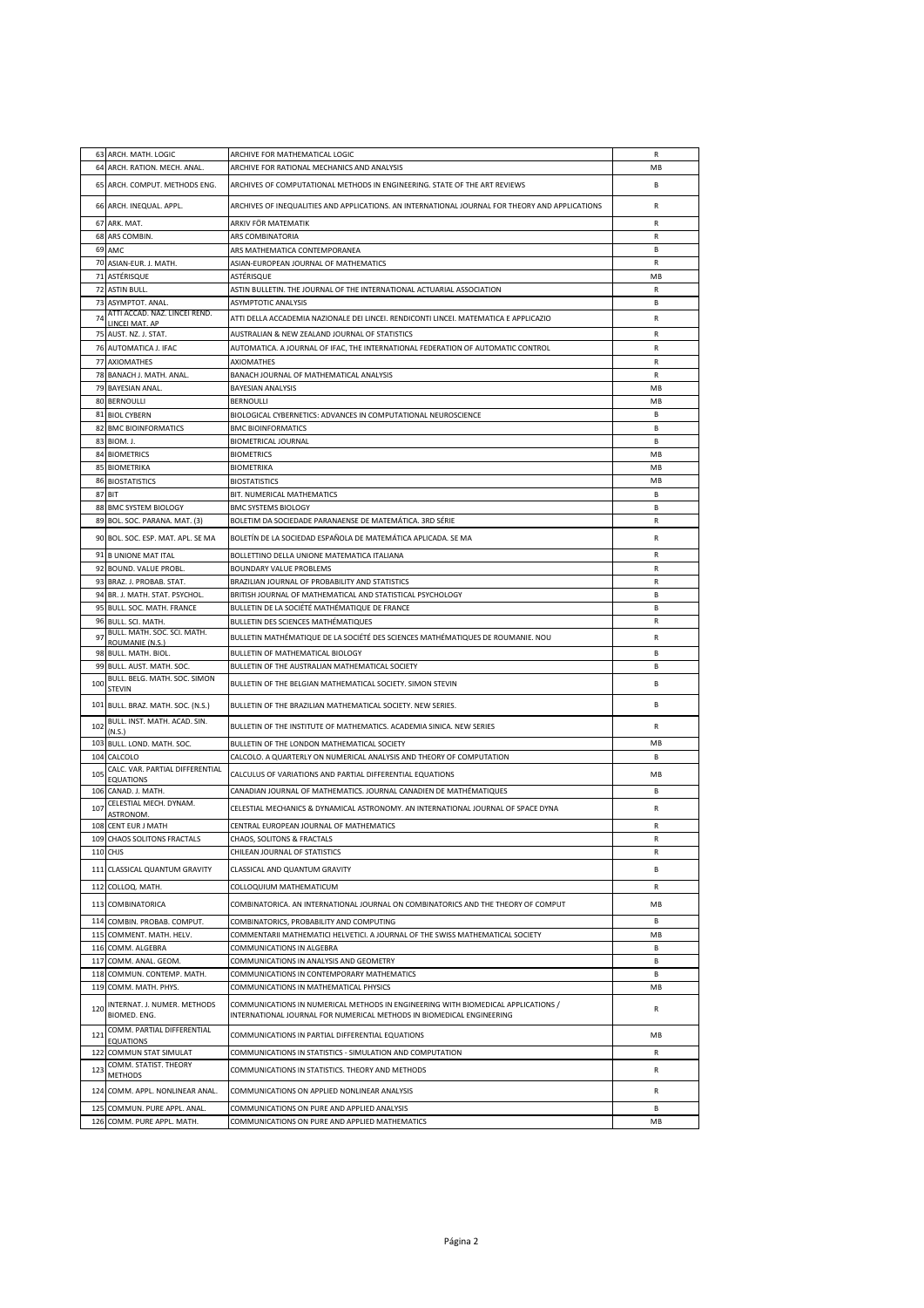| | | | |
|---|---|---|---|
| 63 | ARCH. MATH. LOGIC | ARCHIVE FOR MATHEMATICAL LOGIC | R |
| 64 | ARCH. RATION. MECH. ANAL. | ARCHIVE FOR RATIONAL MECHANICS AND ANALYSIS | MB |
| 65 | ARCH. COMPUT. METHODS ENG. | ARCHIVES OF COMPUTATIONAL METHODS IN ENGINEERING. STATE OF THE ART REVIEWS | B |
| 66 | ARCH. INEQUAL. APPL. | ARCHIVES OF INEQUALITIES AND APPLICATIONS. AN INTERNATIONAL JOURNAL FOR THEORY AND APPLICATIONS | R |
| 67 | ARK. MAT. | ARKIV FÖR MATEMATIK | R |
| 68 | ARS COMBIN. | ARS COMBINATORIA | R |
| 69 | AMC | ARS MATHEMATICA CONTEMPORANEA | B |
| 70 | ASIAN-EUR. J. MATH. | ASIAN-EUROPEAN JOURNAL OF MATHEMATICS | R |
| 71 | ASTÉRISQUE | ASTÉRISQUE | MB |
| 72 | ASTIN BULL. | ASTIN BULLETIN. THE JOURNAL OF THE INTERNATIONAL ACTUARIAL ASSOCIATION | R |
| 73 | ASYMPTOT. ANAL. | ASYMPTOTIC ANALYSIS | B |
| 74 | ATTI ACCAD. NAZ. LINCEI REND. LINCEI MAT. AP | ATTI DELLA ACCADEMIA NAZIONALE DEI LINCEI. RENDICONTI LINCEI. MATEMATICA E APPLICAZIO | R |
| 75 | AUST. NZ. J. STAT. | AUSTRALIAN & NEW ZEALAND JOURNAL OF STATISTICS | R |
| 76 | AUTOMATICA J. IFAC | AUTOMATICA. A JOURNAL OF IFAC, THE INTERNATIONAL FEDERATION OF AUTOMATIC CONTROL | R |
| 77 | AXIOMATHES | AXIOMATHES | R |
| 78 | BANACH J. MATH. ANAL. | BANACH JOURNAL OF MATHEMATICAL ANALYSIS | R |
| 79 | BAYESIAN ANAL. | BAYESIAN ANALYSIS | MB |
| 80 | BERNOULLI | BERNOULLI | MB |
| 81 | BIOL CYBERN | BIOLOGICAL CYBERNETICS: ADVANCES IN COMPUTATIONAL NEUROSCIENCE | B |
| 82 | BMC BIOINFORMATICS | BMC BIOINFORMATICS | B |
| 83 | BIOM. J. | BIOMETRICAL JOURNAL | B |
| 84 | BIOMETRICS | BIOMETRICS | MB |
| 85 | BIOMETRIKA | BIOMETRIKA | MB |
| 86 | BIOSTATISTICS | BIOSTATISTICS | MB |
| 87 | BIT | BIT. NUMERICAL MATHEMATICS | B |
| 88 | BMC SYSTEM BIOLOGY | BMC SYSTEMS BIOLOGY | B |
| 89 | BOL. SOC. PARANA. MAT. (3) | BOLETIM DA SOCIEDADE PARANAENSE DE MATEMÁTICA. 3RD SÉRIE | R |
| 90 | BOL. SOC. ESP. MAT. APL. SE MA | BOLETÍN DE LA SOCIEDAD ESPAÑOLA DE MATEMÁTICA APLICADA. SE MA | R |
| 91 | B UNIONE MAT ITAL | BOLLETTINO DELLA UNIONE MATEMATICA ITALIANA | R |
| 92 | BOUND. VALUE PROBL. | BOUNDARY VALUE PROBLEMS | R |
| 93 | BRAZ. J. PROBAB. STAT. | BRAZILIAN JOURNAL OF PROBABILITY AND STATISTICS | R |
| 94 | BR. J. MATH. STAT. PSYCHOL. | BRITISH JOURNAL OF MATHEMATICAL AND STATISTICAL PSYCHOLOGY | B |
| 95 | BULL. SOC. MATH. FRANCE | BULLETIN DE LA SOCIÉTÉ MATHÉMATIQUE DE FRANCE | B |
| 96 | BULL. SCI. MATH. | BULLETIN DES SCIENCES MATHÉMATIQUES | R |
| 97 | BULL. MATH. SOC. SCI. MATH. ROUMANIE (N.S.) | BULLETIN MATHÉMATIQUE DE LA SOCIÉTÉ DES SCIENCES MATHÉMATIQUES DE ROUMANIE. NOU | R |
| 98 | BULL. MATH. BIOL. | BULLETIN OF MATHEMATICAL BIOLOGY | B |
| 99 | BULL. AUST. MATH. SOC. | BULLETIN OF THE AUSTRALIAN MATHEMATICAL SOCIETY | B |
| 100 | BULL. BELG. MATH. SOC. SIMON STEVIN | BULLETIN OF THE BELGIAN MATHEMATICAL SOCIETY. SIMON STEVIN | B |
| 101 | BULL. BRAZ. MATH. SOC. (N.S.) | BULLETIN OF THE BRAZILIAN MATHEMATICAL SOCIETY. NEW SERIES. | B |
| 102 | BULL. INST. MATH. ACAD. SIN. (N.S.) | BULLETIN OF THE INSTITUTE OF MATHEMATICS. ACADEMIA SINICA. NEW SERIES | R |
| 103 | BULL. LOND. MATH. SOC. | BULLETIN OF THE LONDON MATHEMATICAL SOCIETY | MB |
| 104 | CALCOLO | CALCOLO. A QUARTERLY ON NUMERICAL ANALYSIS AND THEORY OF COMPUTATION | B |
| 105 | CALC. VAR. PARTIAL DIFFERENTIAL EQUATIONS | CALCULUS OF VARIATIONS AND PARTIAL DIFFERENTIAL EQUATIONS | MB |
| 106 | CANAD. J. MATH. | CANADIAN JOURNAL OF MATHEMATICS. JOURNAL CANADIEN DE MATHÉMATIQUES | B |
| 107 | CELESTIAL MECH. DYNAM. ASTRONOM. | CELESTIAL MECHANICS & DYNAMICAL ASTRONOMY. AN INTERNATIONAL JOURNAL OF SPACE DYNA | R |
| 108 | CENT EUR J MATH | CENTRAL EUROPEAN JOURNAL OF MATHEMATICS | R |
| 109 | CHAOS SOLITONS FRACTALS | CHAOS, SOLITONS & FRACTALS | R |
| 110 | CHJS | CHILEAN JOURNAL OF STATISTICS | R |
| 111 | CLASSICAL QUANTUM GRAVITY | CLASSICAL AND QUANTUM GRAVITY | B |
| 112 | COLLOQ. MATH. | COLLOQUIUM MATHEMATICUM | R |
| 113 | COMBINATORICA | COMBINATORICA. AN INTERNATIONAL JOURNAL ON COMBINATORICS AND THE THEORY OF COMPUT | MB |
| 114 | COMBIN. PROBAB. COMPUT. | COMBINATORICS, PROBABILITY AND COMPUTING | B |
| 115 | COMMENT. MATH. HELV. | COMMENTARII MATHEMATICI HELVETICI. A JOURNAL OF THE SWISS MATHEMATICAL SOCIETY | MB |
| 116 | COMM. ALGEBRA | COMMUNICATIONS IN ALGEBRA | B |
| 117 | COMM. ANAL. GEOM. | COMMUNICATIONS IN ANALYSIS AND GEOMETRY | B |
| 118 | COMMUN. CONTEMP. MATH. | COMMUNICATIONS IN CONTEMPORARY MATHEMATICS | B |
| 119 | COMM. MATH. PHYS. | COMMUNICATIONS IN MATHEMATICAL PHYSICS | MB |
| 120 | INTERNAT. J. NUMER. METHODS BIOMED. ENG. | COMMUNICATIONS IN NUMERICAL METHODS IN ENGINEERING WITH BIOMEDICAL APPLICATIONS / INTERNATIONAL JOURNAL FOR NUMERICAL METHODS IN BIOMEDICAL ENGINEERING | R |
| 121 | COMM. PARTIAL DIFFERENTIAL EQUATIONS | COMMUNICATIONS IN PARTIAL DIFFERENTIAL EQUATIONS | MB |
| 122 | COMMUN STAT SIMULAT | COMMUNICATIONS IN STATISTICS - SIMULATION AND COMPUTATION | R |
| 123 | COMM. STATIST. THEORY METHODS | COMMUNICATIONS IN STATISTICS. THEORY AND METHODS | R |
| 124 | COMM. APPL. NONLINEAR ANAL. | COMMUNICATIONS ON APPLIED NONLINEAR ANALYSIS | R |
| 125 | COMMUN. PURE APPL. ANAL. | COMMUNICATIONS ON PURE AND APPLIED ANALYSIS | B |
| 126 | COMM. PURE APPL. MATH. | COMMUNICATIONS ON PURE AND APPLIED MATHEMATICS | MB |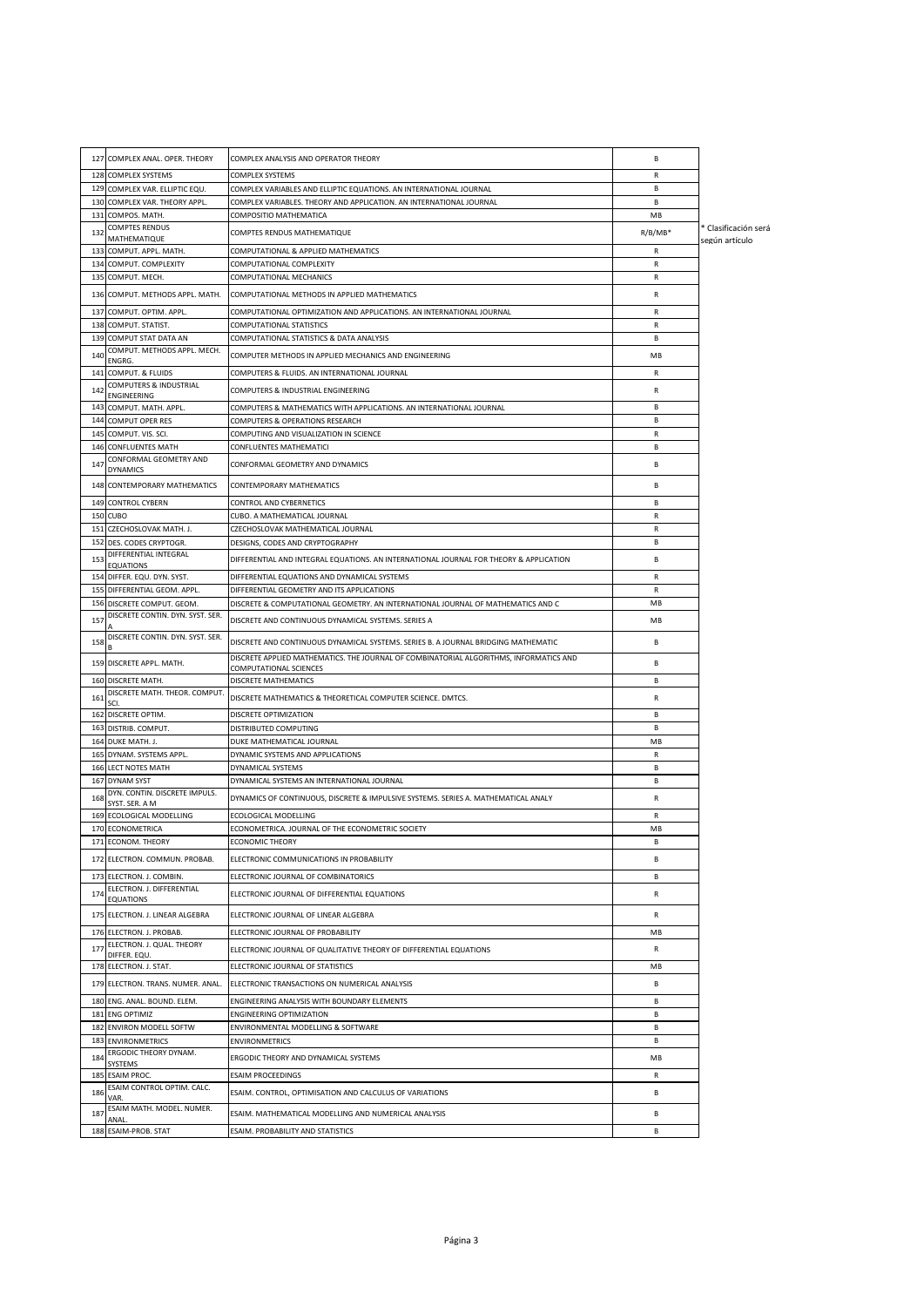| | | | | |
|---|---|---|---|---|
| 127 | COMPLEX ANAL. OPER. THEORY | COMPLEX ANALYSIS AND OPERATOR THEORY | B | |
| 128 | COMPLEX SYSTEMS | COMPLEX SYSTEMS | R | |
| 129 | COMPLEX VAR. ELLIPTIC EQU. | COMPLEX VARIABLES AND ELLIPTIC EQUATIONS. AN INTERNATIONAL JOURNAL | B | |
| 130 | COMPLEX VAR. THEORY APPL. | COMPLEX VARIABLES. THEORY AND APPLICATION. AN INTERNATIONAL JOURNAL | B | |
| 131 | COMPOS. MATH. | COMPOSITIO MATHEMATICA | MB | |
| 132 | COMPTES RENDUS MATHEMATIQUE | COMPTES RENDUS MATHEMATIQUE | R/B/MB* | * Clasificación será según artículo |
| 133 | COMPUT. APPL. MATH. | COMPUTATIONAL & APPLIED MATHEMATICS | R | |
| 134 | COMPUT. COMPLEXITY | COMPUTATIONAL COMPLEXITY | R | |
| 135 | COMPUT. MECH. | COMPUTATIONAL MECHANICS | R | |
| 136 | COMPUT. METHODS APPL. MATH. | COMPUTATIONAL METHODS IN APPLIED MATHEMATICS | R | |
| 137 | COMPUT. OPTIM. APPL. | COMPUTATIONAL OPTIMIZATION AND APPLICATIONS. AN INTERNATIONAL JOURNAL | R | |
| 138 | COMPUT. STATIST. | COMPUTATIONAL STATISTICS | R | |
| 139 | COMPUT STAT DATA AN | COMPUTATIONAL STATISTICS & DATA ANALYSIS | B | |
| 140 | COMPUT. METHODS APPL. MECH. ENGRG. | COMPUTER METHODS IN APPLIED MECHANICS AND ENGINEERING | MB | |
| 141 | COMPUT. & FLUIDS | COMPUTERS & FLUIDS. AN INTERNATIONAL JOURNAL | R | |
| 142 | COMPUTERS & INDUSTRIAL ENGINEERING | COMPUTERS & INDUSTRIAL ENGINEERING | R | |
| 143 | COMPUT. MATH. APPL. | COMPUTERS & MATHEMATICS WITH APPLICATIONS. AN INTERNATIONAL JOURNAL | B | |
| 144 | COMPUT OPER RES | COMPUTERS & OPERATIONS RESEARCH | B | |
| 145 | COMPUT. VIS. SCI. | COMPUTING AND VISUALIZATION IN SCIENCE | R | |
| 146 | CONFLUENTES MATH | CONFLUENTES MATHEMATICI | B | |
| 147 | CONFORMAL GEOMETRY AND DYNAMICS | CONFORMAL GEOMETRY AND DYNAMICS | B | |
| 148 | CONTEMPORARY MATHEMATICS | CONTEMPORARY MATHEMATICS | B | |
| 149 | CONTROL CYBERN | CONTROL AND CYBERNETICS | B | |
| 150 | CUBO | CUBO. A MATHEMATICAL JOURNAL | R | |
| 151 | CZECHOSLOVAK MATH. J. | CZECHOSLOVAK MATHEMATICAL JOURNAL | R | |
| 152 | DES. CODES CRYPTOGR. | DESIGNS, CODES AND CRYPTOGRAPHY | B | |
| 153 | DIFFERENTIAL INTEGRAL EQUATIONS | DIFFERENTIAL AND INTEGRAL EQUATIONS. AN INTERNATIONAL JOURNAL FOR THEORY & APPLICATION | B | |
| 154 | DIFFER. EQU. DYN. SYST. | DIFFERENTIAL EQUATIONS AND DYNAMICAL SYSTEMS | R | |
| 155 | DIFFERENTIAL GEOM. APPL. | DIFFERENTIAL GEOMETRY AND ITS APPLICATIONS | R | |
| 156 | DISCRETE COMPUT. GEOM. | DISCRETE & COMPUTATIONAL GEOMETRY. AN INTERNATIONAL JOURNAL OF MATHEMATICS AND C | MB | |
| 157 | DISCRETE CONTIN. DYN. SYST. SER. A | DISCRETE AND CONTINUOUS DYNAMICAL SYSTEMS. SERIES A | MB | |
| 158 | DISCRETE CONTIN. DYN. SYST. SER. B | DISCRETE AND CONTINUOUS DYNAMICAL SYSTEMS. SERIES B. A JOURNAL BRIDGING MATHEMATIC | B | |
| 159 | DISCRETE APPL. MATH. | DISCRETE APPLIED MATHEMATICS. THE JOURNAL OF COMBINATORIAL ALGORITHMS, INFORMATICS AND COMPUTATIONAL SCIENCES | B | |
| 160 | DISCRETE MATH. | DISCRETE MATHEMATICS | B | |
| 161 | DISCRETE MATH. THEOR. COMPUT. SCI. | DISCRETE MATHEMATICS & THEORETICAL COMPUTER SCIENCE. DMTCS. | R | |
| 162 | DISCRETE OPTIM. | DISCRETE OPTIMIZATION | B | |
| 163 | DISTRIB. COMPUT. | DISTRIBUTED COMPUTING | B | |
| 164 | DUKE MATH. J. | DUKE MATHEMATICAL JOURNAL | MB | |
| 165 | DYNAM. SYSTEMS APPL. | DYNAMIC SYSTEMS AND APPLICATIONS | R | |
| 166 | LECT NOTES MATH | DYNAMICAL SYSTEMS | B | |
| 167 | DYNAM SYST | DYNAMICAL SYSTEMS AN INTERNATIONAL JOURNAL | B | |
| 168 | DYN. CONTIN. DISCRETE IMPULS. SYST. SER. A M | DYNAMICS OF CONTINUOUS, DISCRETE & IMPULSIVE SYSTEMS. SERIES A. MATHEMATICAL ANALY | R | |
| 169 | ECOLOGICAL MODELLING | ECOLOGICAL MODELLING | R | |
| 170 | ECONOMETRICA | ECONOMETRICA. JOURNAL OF THE ECONOMETRIC SOCIETY | MB | |
| 171 | ECONOM. THEORY | ECONOMIC THEORY | B | |
| 172 | ELECTRON. COMMUN. PROBAB. | ELECTRONIC COMMUNICATIONS IN PROBABILITY | B | |
| 173 | ELECTRON. J. COMBIN. | ELECTRONIC JOURNAL OF COMBINATORICS | B | |
| 174 | ELECTRON. J. DIFFERENTIAL EQUATIONS | ELECTRONIC JOURNAL OF DIFFERENTIAL EQUATIONS | R | |
| 175 | ELECTRON. J. LINEAR ALGEBRA | ELECTRONIC JOURNAL OF LINEAR ALGEBRA | R | |
| 176 | ELECTRON. J. PROBAB. | ELECTRONIC JOURNAL OF PROBABILITY | MB | |
| 177 | ELECTRON. J. QUAL. THEORY DIFFER. EQU. | ELECTRONIC JOURNAL OF QUALITATIVE THEORY OF DIFFERENTIAL EQUATIONS | R | |
| 178 | ELECTRON. J. STAT. | ELECTRONIC JOURNAL OF STATISTICS | MB | |
| 179 | ELECTRON. TRANS. NUMER. ANAL. | ELECTRONIC TRANSACTIONS ON NUMERICAL ANALYSIS | B | |
| 180 | ENG. ANAL. BOUND. ELEM. | ENGINEERING ANALYSIS WITH BOUNDARY ELEMENTS | B | |
| 181 | ENG OPTIMIZ | ENGINEERING OPTIMIZATION | B | |
| 182 | ENVIRON MODELL SOFTW | ENVIRONMENTAL MODELLING & SOFTWARE | B | |
| 183 | ENVIRONMETRICS | ENVIRONMETRICS | B | |
| 184 | ERGODIC THEORY DYNAM. SYSTEMS | ERGODIC THEORY AND DYNAMICAL SYSTEMS | MB | |
| 185 | ESAIM PROC. | ESAIM PROCEEDINGS | R | |
| 186 | ESAIM CONTROL OPTIM. CALC. VAR. | ESAIM. CONTROL, OPTIMISATION AND CALCULUS OF VARIATIONS | B | |
| 187 | ESAIM MATH. MODEL. NUMER. ANAL. | ESAIM. MATHEMATICAL MODELLING AND NUMERICAL ANALYSIS | B | |
| 188 | ESAIM-PROB. STAT | ESAIM. PROBABILITY AND STATISTICS | B | |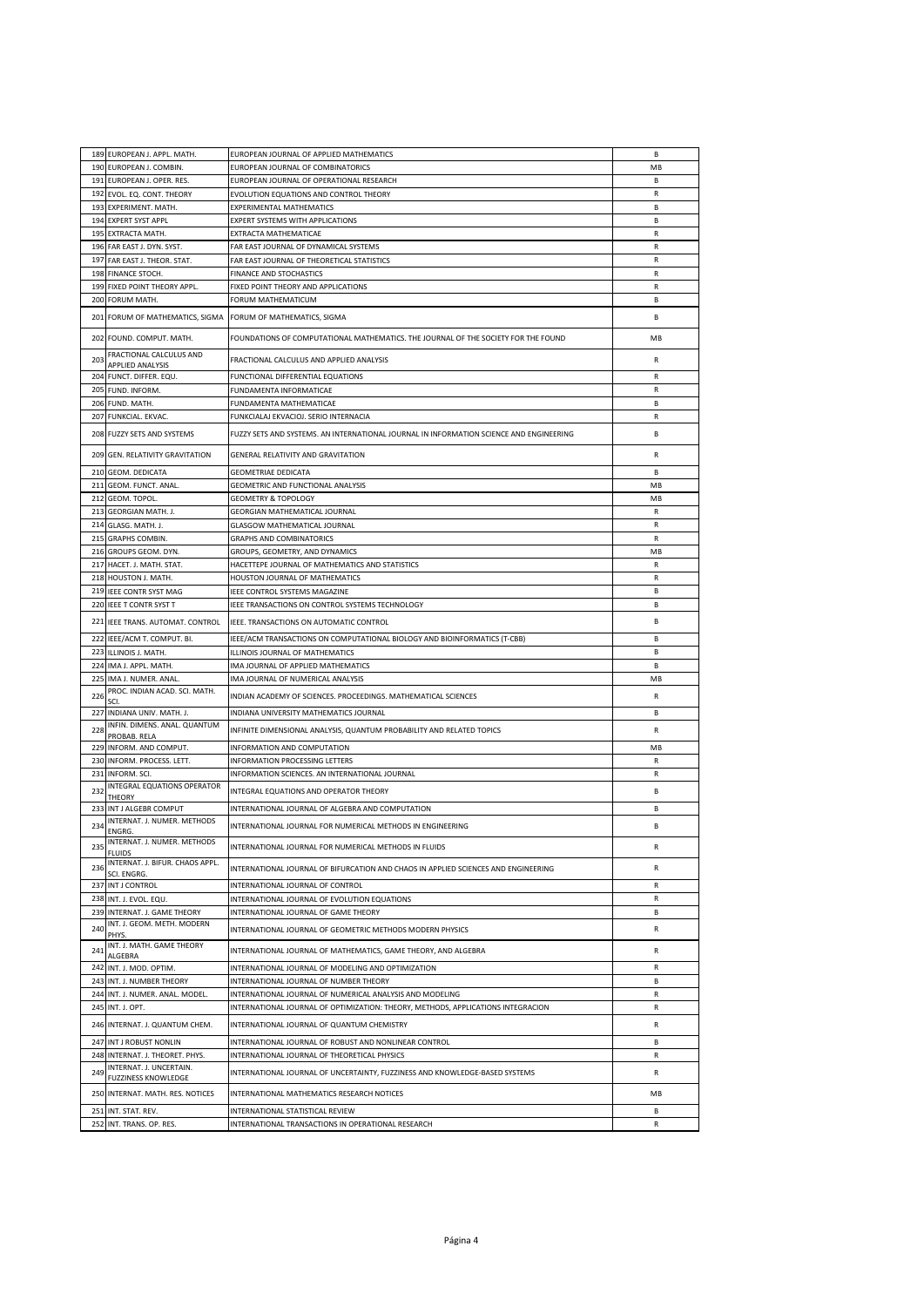| | | | |
|---|---|---|---|
| 189 | EUROPEAN J. APPL. MATH. | EUROPEAN JOURNAL OF APPLIED MATHEMATICS | B |
| 190 | EUROPEAN J. COMBIN. | EUROPEAN JOURNAL OF COMBINATORICS | MB |
| 191 | EUROPEAN J. OPER. RES. | EUROPEAN JOURNAL OF OPERATIONAL RESEARCH | B |
| 192 | EVOL. EQ. CONT. THEORY | EVOLUTION EQUATIONS AND CONTROL THEORY | R |
| 193 | EXPERIMENT. MATH. | EXPERIMENTAL MATHEMATICS | B |
| 194 | EXPERT SYST APPL | EXPERT SYSTEMS WITH APPLICATIONS | B |
| 195 | EXTRACTA MATH. | EXTRACTA MATHEMATICAE | R |
| 196 | FAR EAST J. DYN. SYST. | FAR EAST JOURNAL OF DYNAMICAL SYSTEMS | R |
| 197 | FAR EAST J. THEOR. STAT. | FAR EAST JOURNAL OF THEORETICAL STATISTICS | R |
| 198 | FINANCE STOCH. | FINANCE AND STOCHASTICS | R |
| 199 | FIXED POINT THEORY APPL. | FIXED POINT THEORY AND APPLICATIONS | R |
| 200 | FORUM MATH. | FORUM MATHEMATICUM | B |
| 201 | FORUM OF MATHEMATICS, SIGMA | FORUM OF MATHEMATICS, SIGMA | B |
| 202 | FOUND. COMPUT. MATH. | FOUNDATIONS OF COMPUTATIONAL MATHEMATICS. THE JOURNAL OF THE SOCIETY FOR THE FOUND | MB |
| 203 | FRACTIONAL CALCULUS AND APPLIED ANALYSIS | FRACTIONAL CALCULUS AND APPLIED ANALYSIS | R |
| 204 | FUNCT. DIFFER. EQU. | FUNCTIONAL DIFFERENTIAL EQUATIONS | R |
| 205 | FUND. INFORM. | FUNDAMENTA INFORMATICAE | R |
| 206 | FUND. MATH. | FUNDAMENTA MATHEMATICAE | B |
| 207 | FUNKCIAL. EKVAC. | FUNKCIALAJ EKVACIOJ. SERIO INTERNACIA | R |
| 208 | FUZZY SETS AND SYSTEMS | FUZZY SETS AND SYSTEMS. AN INTERNATIONAL JOURNAL IN INFORMATION SCIENCE AND ENGINEERING | B |
| 209 | GEN. RELATIVITY GRAVITATION | GENERAL RELATIVITY AND GRAVITATION | R |
| 210 | GEOM. DEDICATA | GEOMETRIAE DEDICATA | B |
| 211 | GEOM. FUNCT. ANAL. | GEOMETRIC AND FUNCTIONAL ANALYSIS | MB |
| 212 | GEOM. TOPOL. | GEOMETRY & TOPOLOGY | MB |
| 213 | GEORGIAN MATH. J. | GEORGIAN MATHEMATICAL JOURNAL | R |
| 214 | GLASG. MATH. J. | GLASGOW MATHEMATICAL JOURNAL | R |
| 215 | GRAPHS COMBIN. | GRAPHS AND COMBINATORICS | R |
| 216 | GROUPS GEOM. DYN. | GROUPS, GEOMETRY, AND DYNAMICS | MB |
| 217 | HACET. J. MATH. STAT. | HACETTEPE JOURNAL OF MATHEMATICS AND STATISTICS | R |
| 218 | HOUSTON J. MATH. | HOUSTON JOURNAL OF MATHEMATICS | R |
| 219 | IEEE CONTR SYST MAG | IEEE CONTROL SYSTEMS MAGAZINE | B |
| 220 | IEEE T CONTR SYST T | IEEE TRANSACTIONS ON CONTROL SYSTEMS TECHNOLOGY | B |
| 221 | IEEE TRANS. AUTOMAT. CONTROL | IEEE. TRANSACTIONS ON AUTOMATIC CONTROL | B |
| 222 | IEEE/ACM T. COMPUT. BI. | IEEE/ACM TRANSACTIONS ON COMPUTATIONAL BIOLOGY AND BIOINFORMATICS (T-CBB) | B |
| 223 | ILLINOIS J. MATH. | ILLINOIS JOURNAL OF MATHEMATICS | B |
| 224 | IMA J. APPL. MATH. | IMA JOURNAL OF APPLIED MATHEMATICS | B |
| 225 | IMA J. NUMER. ANAL. | IMA JOURNAL OF NUMERICAL ANALYSIS | MB |
| 226 | PROC. INDIAN ACAD. SCI. MATH. SCI. | INDIAN ACADEMY OF SCIENCES. PROCEEDINGS. MATHEMATICAL SCIENCES | R |
| 227 | INDIANA UNIV. MATH. J. | INDIANA UNIVERSITY MATHEMATICS JOURNAL | B |
| 228 | INFIN. DIMENS. ANAL. QUANTUM PROBAB. RELA | INFINITE DIMENSIONAL ANALYSIS, QUANTUM PROBABILITY AND RELATED TOPICS | R |
| 229 | INFORM. AND COMPUT. | INFORMATION AND COMPUTATION | MB |
| 230 | INFORM. PROCESS. LETT. | INFORMATION PROCESSING LETTERS | R |
| 231 | INFORM. SCI. | INFORMATION SCIENCES. AN INTERNATIONAL JOURNAL | R |
| 232 | INTEGRAL EQUATIONS OPERATOR THEORY | INTEGRAL EQUATIONS AND OPERATOR THEORY | B |
| 233 | INT J ALGEBR COMPUT | INTERNATIONAL JOURNAL OF ALGEBRA AND COMPUTATION | B |
| 234 | INTERNAT. J. NUMER. METHODS ENGRG. | INTERNATIONAL JOURNAL FOR NUMERICAL METHODS IN ENGINEERING | B |
| 235 | INTERNAT. J. NUMER. METHODS FLUIDS | INTERNATIONAL JOURNAL FOR NUMERICAL METHODS IN FLUIDS | R |
| 236 | INTERNAT. J. BIFUR. CHAOS APPL. SCI. ENGRG. | INTERNATIONAL JOURNAL OF BIFURCATION AND CHAOS IN APPLIED SCIENCES AND ENGINEERING | R |
| 237 | INT J CONTROL | INTERNATIONAL JOURNAL OF CONTROL | R |
| 238 | INT. J. EVOL. EQU. | INTERNATIONAL JOURNAL OF EVOLUTION EQUATIONS | R |
| 239 | INTERNAT. J. GAME THEORY | INTERNATIONAL JOURNAL OF GAME THEORY | B |
| 240 | INT. J. GEOM. METH. MODERN PHYS. | INTERNATIONAL JOURNAL OF GEOMETRIC METHODS MODERN PHYSICS | R |
| 241 | INT. J. MATH. GAME THEORY ALGEBRA | INTERNATIONAL JOURNAL OF MATHEMATICS, GAME THEORY, AND ALGEBRA | R |
| 242 | INT. J. MOD. OPTIM. | INTERNATIONAL JOURNAL OF MODELING AND OPTIMIZATION | R |
| 243 | INT. J. NUMBER THEORY | INTERNATIONAL JOURNAL OF NUMBER THEORY | B |
| 244 | INT. J. NUMER. ANAL. MODEL. | INTERNATIONAL JOURNAL OF NUMERICAL ANALYSIS AND MODELING | R |
| 245 | INT. J. OPT. | INTERNATIONAL JOURNAL OF OPTIMIZATION: THEORY, METHODS, APPLICATIONS INTEGRACION | R |
| 246 | INTERNAT. J. QUANTUM CHEM. | INTERNATIONAL JOURNAL OF QUANTUM CHEMISTRY | R |
| 247 | INT J ROBUST NONLIN | INTERNATIONAL JOURNAL OF ROBUST AND NONLINEAR CONTROL | B |
| 248 | INTERNAT. J. THEORET. PHYS. | INTERNATIONAL JOURNAL OF THEORETICAL PHYSICS | R |
| 249 | INTERNAT. J. UNCERTAIN. FUZZINESS KNOWLEDGE | INTERNATIONAL JOURNAL OF UNCERTAINTY, FUZZINESS AND KNOWLEDGE-BASED SYSTEMS | R |
| 250 | INTERNAT. MATH. RES. NOTICES | INTERNATIONAL MATHEMATICS RESEARCH NOTICES | MB |
| 251 | INT. STAT. REV. | INTERNATIONAL STATISTICAL REVIEW | B |
| 252 | INT. TRANS. OP. RES. | INTERNATIONAL TRANSACTIONS IN OPERATIONAL RESEARCH | R |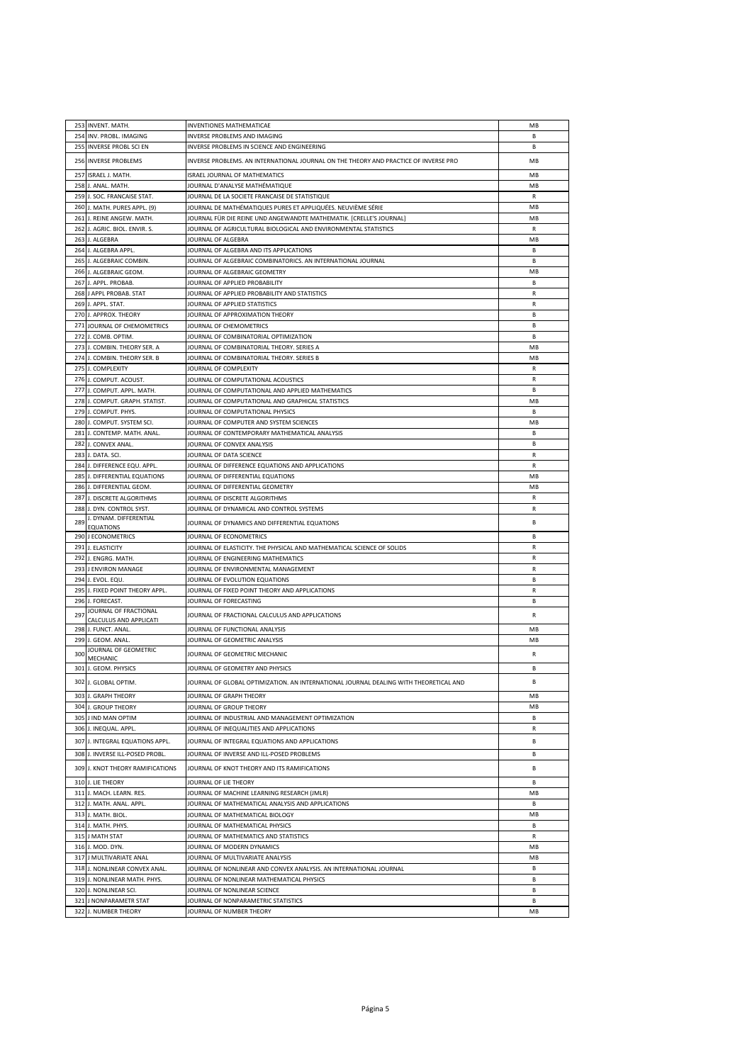| | | | |
|---|---|---|---|
| 253 | INVENT. MATH. | INVENTIONES MATHEMATICAE | MB |
| 254 | INV. PROBL. IMAGING | INVERSE PROBLEMS AND IMAGING | B |
| 255 | INVERSE PROBL SCI EN | INVERSE PROBLEMS IN SCIENCE AND ENGINEERING | B |
| 256 | INVERSE PROBLEMS | INVERSE PROBLEMS. AN INTERNATIONAL JOURNAL ON THE THEORY AND PRACTICE OF INVERSE PRO | MB |
| 257 | ISRAEL J. MATH. | ISRAEL JOURNAL OF MATHEMATICS | MB |
| 258 | J. ANAL. MATH. | JOURNAL D'ANALYSE MATHÉMATIQUE | MB |
| 259 | J. SOC. FRANCAISE STAT. | JOURNAL DE LA SOCIETE FRANCAISE DE STATISTIQUE | R |
| 260 | J. MATH. PURES APPL. (9) | JOURNAL DE MATHÉMATIQUES PURES ET APPLIQUÉES. NEUVIÈME SÉRIE | MB |
| 261 | J. REINE ANGEW. MATH. | JOURNAL FÜR DIE REINE UND ANGEWANDTE MATHEMATIK. [CRELLE'S JOURNAL] | MB |
| 262 | J. AGRIC. BIOL. ENVIR. S. | JOURNAL OF AGRICULTURAL BIOLOGICAL AND ENVIRONMENTAL STATISTICS | R |
| 263 | J. ALGEBRA | JOURNAL OF ALGEBRA | MB |
| 264 | J. ALGEBRA APPL. | JOURNAL OF ALGEBRA AND ITS APPLICATIONS | B |
| 265 | J. ALGEBRAIC COMBIN. | JOURNAL OF ALGEBRAIC COMBINATORICS. AN INTERNATIONAL JOURNAL | B |
| 266 | J. ALGEBRAIC GEOM. | JOURNAL OF ALGEBRAIC GEOMETRY | MB |
| 267 | J. APPL. PROBAB. | JOURNAL OF APPLIED PROBABILITY | B |
| 268 | J APPL PROBAB. STAT | JOURNAL OF APPLIED PROBABILITY AND STATISTICS | R |
| 269 | J. APPL. STAT. | JOURNAL OF APPLIED STATISTICS | R |
| 270 | J. APPROX. THEORY | JOURNAL OF APPROXIMATION THEORY | B |
| 271 | JOURNAL OF CHEMOMETRICS | JOURNAL OF CHEMOMETRICS | B |
| 272 | J. COMB. OPTIM. | JOURNAL OF COMBINATORIAL OPTIMIZATION | B |
| 273 | J. COMBIN. THEORY SER. A | JOURNAL OF COMBINATORIAL THEORY. SERIES A | MB |
| 274 | J. COMBIN. THEORY SER. B | JOURNAL OF COMBINATORIAL THEORY. SERIES B | MB |
| 275 | J. COMPLEXITY | JOURNAL OF COMPLEXITY | R |
| 276 | J. COMPUT. ACOUST. | JOURNAL OF COMPUTATIONAL ACOUSTICS | R |
| 277 | J. COMPUT. APPL. MATH. | JOURNAL OF COMPUTATIONAL AND APPLIED MATHEMATICS | B |
| 278 | J. COMPUT. GRAPH. STATIST. | JOURNAL OF COMPUTATIONAL AND GRAPHICAL STATISTICS | MB |
| 279 | J. COMPUT. PHYS. | JOURNAL OF COMPUTATIONAL PHYSICS | B |
| 280 | J. COMPUT. SYSTEM SCI. | JOURNAL OF COMPUTER AND SYSTEM SCIENCES | MB |
| 281 | J. CONTEMP. MATH. ANAL. | JOURNAL OF CONTEMPORARY MATHEMATICAL ANALYSIS | B |
| 282 | J. CONVEX ANAL. | JOURNAL OF CONVEX ANALYSIS | B |
| 283 | J. DATA. SCI. | JOURNAL OF DATA SCIENCE | R |
| 284 | J. DIFFERENCE EQU. APPL. | JOURNAL OF DIFFERENCE EQUATIONS AND APPLICATIONS | R |
| 285 | J. DIFFERENTIAL EQUATIONS | JOURNAL OF DIFFERENTIAL EQUATIONS | MB |
| 286 | J. DIFFERENTIAL GEOM. | JOURNAL OF DIFFERENTIAL GEOMETRY | MB |
| 287 | J. DISCRETE ALGORITHMS | JOURNAL OF DISCRETE ALGORITHMS | R |
| 288 | J. DYN. CONTROL SYST. | JOURNAL OF DYNAMICAL AND CONTROL SYSTEMS | R |
| 289 | J. DYNAM. DIFFERENTIAL EQUATIONS | JOURNAL OF DYNAMICS AND DIFFERENTIAL EQUATIONS | B |
| 290 | J ECONOMETRICS | JOURNAL OF ECONOMETRICS | B |
| 291 | J. ELASTICITY | JOURNAL OF ELASTICITY. THE PHYSICAL AND MATHEMATICAL SCIENCE OF SOLIDS | R |
| 292 | J. ENGRG. MATH. | JOURNAL OF ENGINEERING MATHEMATICS | R |
| 293 | J ENVIRON MANAGE | JOURNAL OF ENVIRONMENTAL MANAGEMENT | R |
| 294 | J. EVOL. EQU. | JOURNAL OF EVOLUTION EQUATIONS | B |
| 295 | J. FIXED POINT THEORY APPL. | JOURNAL OF FIXED POINT THEORY AND APPLICATIONS | R |
| 296 | J. FORECAST. | JOURNAL OF FORECASTING | B |
| 297 | JOURNAL OF FRACTIONAL CALCULUS AND APPLICATI | JOURNAL OF FRACTIONAL CALCULUS AND APPLICATIONS | R |
| 298 | J. FUNCT. ANAL. | JOURNAL OF FUNCTIONAL ANALYSIS | MB |
| 299 | J. GEOM. ANAL. | JOURNAL OF GEOMETRIC ANALYSIS | MB |
| 300 | JOURNAL OF GEOMETRIC MECHANIC | JOURNAL OF GEOMETRIC MECHANIC | R |
| 301 | J. GEOM. PHYSICS | JOURNAL OF GEOMETRY AND PHYSICS | B |
| 302 | J. GLOBAL OPTIM. | JOURNAL OF GLOBAL OPTIMIZATION. AN INTERNATIONAL JOURNAL DEALING WITH THEORETICAL AND | B |
| 303 | J. GRAPH THEORY | JOURNAL OF GRAPH THEORY | MB |
| 304 | J. GROUP THEORY | JOURNAL OF GROUP THEORY | MB |
| 305 | J IND MAN OPTIM | JOURNAL OF INDUSTRIAL AND MANAGEMENT OPTIMIZATION | B |
| 306 | J. INEQUAL. APPL. | JOURNAL OF INEQUALITIES AND APPLICATIONS | R |
| 307 | J. INTEGRAL EQUATIONS APPL. | JOURNAL OF INTEGRAL EQUATIONS AND APPLICATIONS | B |
| 308 | J. INVERSE ILL-POSED PROBL. | JOURNAL OF INVERSE AND ILL-POSED PROBLEMS | B |
| 309 | J. KNOT THEORY RAMIFICATIONS | JOURNAL OF KNOT THEORY AND ITS RAMIFICATIONS | B |
| 310 | J. LIE THEORY | JOURNAL OF LIE THEORY | B |
| 311 | J. MACH. LEARN. RES. | JOURNAL OF MACHINE LEARNING RESEARCH (JMLR) | MB |
| 312 | J. MATH. ANAL. APPL. | JOURNAL OF MATHEMATICAL ANALYSIS AND APPLICATIONS | B |
| 313 | J. MATH. BIOL. | JOURNAL OF MATHEMATICAL BIOLOGY | MB |
| 314 | J. MATH. PHYS. | JOURNAL OF MATHEMATICAL PHYSICS | B |
| 315 | J MATH STAT | JOURNAL OF MATHEMATICS AND STATISTICS | R |
| 316 | J. MOD. DYN. | JOURNAL OF MODERN DYNAMICS | MB |
| 317 | J MULTIVARIATE ANAL | JOURNAL OF MULTIVARIATE ANALYSIS | MB |
| 318 | J. NONLINEAR CONVEX ANAL. | JOURNAL OF NONLINEAR AND CONVEX ANALYSIS. AN INTERNATIONAL JOURNAL | B |
| 319 | J. NONLINEAR MATH. PHYS. | JOURNAL OF NONLINEAR MATHEMATICAL PHYSICS | B |
| 320 | J. NONLINEAR SCI. | JOURNAL OF NONLINEAR SCIENCE | B |
| 321 | J NONPARAMETR STAT | JOURNAL OF NONPARAMETRIC STATISTICS | B |
| 322 | J. NUMBER THEORY | JOURNAL OF NUMBER THEORY | MB |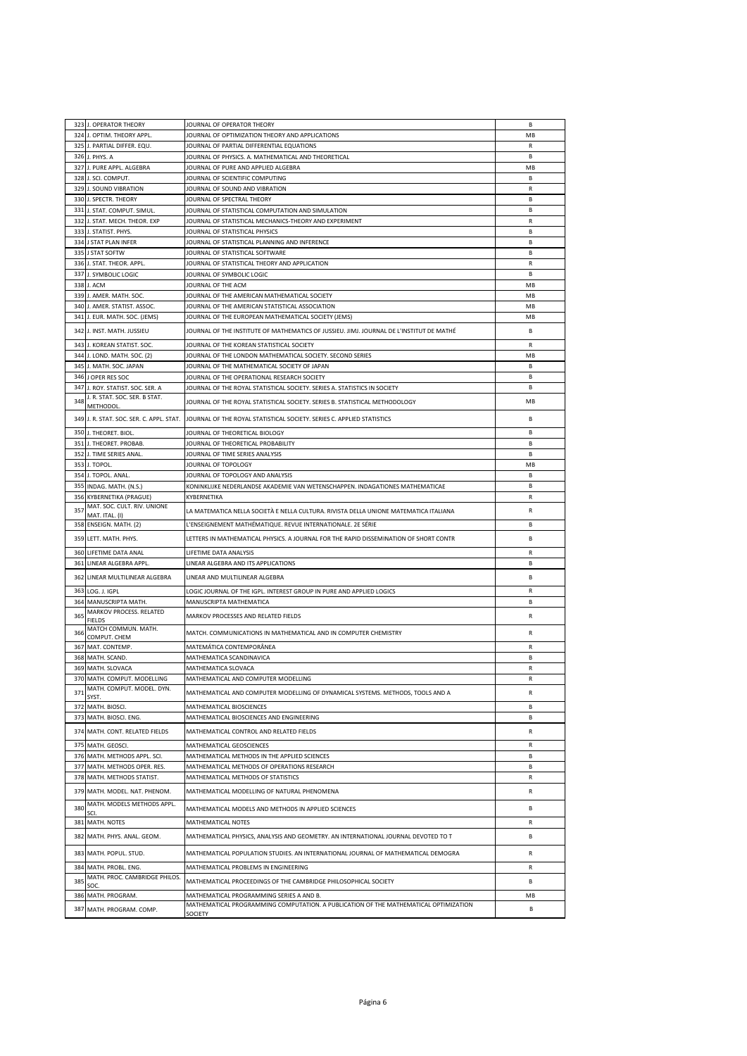| | | | |
|---|---|---|---|
| 323 | J. OPERATOR THEORY | JOURNAL OF OPERATOR THEORY | B |
| 324 | J. OPTIM. THEORY APPL. | JOURNAL OF OPTIMIZATION THEORY AND APPLICATIONS | MB |
| 325 | J. PARTIAL DIFFER. EQU. | JOURNAL OF PARTIAL DIFFERENTIAL EQUATIONS | R |
| 326 | J. PHYS. A | JOURNAL OF PHYSICS. A. MATHEMATICAL AND THEORETICAL | B |
| 327 | J. PURE APPL. ALGEBRA | JOURNAL OF PURE AND APPLIED ALGEBRA | MB |
| 328 | J. SCI. COMPUT. | JOURNAL OF SCIENTIFIC COMPUTING | B |
| 329 | J. SOUND VIBRATION | JOURNAL OF SOUND AND VIBRATION | R |
| 330 | J. SPECTR. THEORY | JOURNAL OF SPECTRAL THEORY | B |
| 331 | J. STAT. COMPUT. SIMUL. | JOURNAL OF STATISTICAL COMPUTATION AND SIMULATION | B |
| 332 | J. STAT. MECH. THEOR. EXP | JOURNAL OF STATISTICAL MECHANICS-THEORY AND EXPERIMENT | R |
| 333 | J. STATIST. PHYS. | JOURNAL OF STATISTICAL PHYSICS | B |
| 334 | J STAT PLAN INFER | JOURNAL OF STATISTICAL PLANNING AND INFERENCE | B |
| 335 | J STAT SOFTW | JOURNAL OF STATISTICAL SOFTWARE | B |
| 336 | J. STAT. THEOR. APPL. | JOURNAL OF STATISTICAL THEORY AND APPLICATION | R |
| 337 | J. SYMBOLIC LOGIC | JOURNAL OF SYMBOLIC LOGIC | B |
| 338 | J. ACM | JOURNAL OF THE ACM | MB |
| 339 | J. AMER. MATH. SOC. | JOURNAL OF THE AMERICAN MATHEMATICAL SOCIETY | MB |
| 340 | J. AMER. STATIST. ASSOC. | JOURNAL OF THE AMERICAN STATISTICAL ASSOCIATION | MB |
| 341 | J. EUR. MATH. SOC. (JEMS) | JOURNAL OF THE EUROPEAN MATHEMATICAL SOCIETY (JEMS) | MB |
| 342 | J. INST. MATH. JUSSIEU | JOURNAL OF THE INSTITUTE OF MATHEMATICS OF JUSSIEU. JIMJ. JOURNAL DE L'INSTITUT DE MATHÉ | B |
| 343 | J. KOREAN STATIST. SOC. | JOURNAL OF THE KOREAN STATISTICAL SOCIETY | R |
| 344 | J. LOND. MATH. SOC. (2) | JOURNAL OF THE LONDON MATHEMATICAL SOCIETY. SECOND SERIES | MB |
| 345 | J. MATH. SOC. JAPAN | JOURNAL OF THE MATHEMATICAL SOCIETY OF JAPAN | B |
| 346 | J OPER RES SOC | JOURNAL OF THE OPERATIONAL RESEARCH SOCIETY | B |
| 347 | J. ROY. STATIST. SOC. SER. A | JOURNAL OF THE ROYAL STATISTICAL SOCIETY. SERIES A. STATISTICS IN SOCIETY | B |
| 348 | J. R. STAT. SOC. SER. B STAT. METHODOL. | JOURNAL OF THE ROYAL STATISTICAL SOCIETY. SERIES B. STATISTICAL METHODOLOGY | MB |
| 349 | J. R. STAT. SOC. SER. C. APPL. STAT. | JOURNAL OF THE ROYAL STATISTICAL SOCIETY. SERIES C. APPLIED STATISTICS | B |
| 350 | J. THEORET. BIOL. | JOURNAL OF THEORETICAL BIOLOGY | B |
| 351 | J. THEORET. PROBAB. | JOURNAL OF THEORETICAL PROBABILITY | B |
| 352 | J. TIME SERIES ANAL. | JOURNAL OF TIME SERIES ANALYSIS | B |
| 353 | J. TOPOL. | JOURNAL OF TOPOLOGY | MB |
| 354 | J. TOPOL. ANAL. | JOURNAL OF TOPOLOGY AND ANALYSIS | B |
| 355 | INDAG. MATH. (N.S.) | KONINKLIJKE NEDERLANDSE AKADEMIE VAN WETENSCHAPPEN. INDAGATIONES MATHEMATICAE | B |
| 356 | KYBERNETIKA (PRAGUE) | KYBERNETIKA | R |
| 357 | MAT. SOC. CULT. RIV. UNIONE MAT. ITAL. (I) | LA MATEMATICA NELLA SOCIETÀ E NELLA CULTURA. RIVISTA DELLA UNIONE MATEMATICA ITALIANA | R |
| 358 | ENSEIGN. MATH. (2) | L'ENSEIGNEMENT MATHÉMATIQUE. REVUE INTERNATIONALE. 2E SÉRIE | B |
| 359 | LETT. MATH. PHYS. | LETTERS IN MATHEMATICAL PHYSICS. A JOURNAL FOR THE RAPID DISSEMINATION OF SHORT CONTR | B |
| 360 | LIFETIME DATA ANAL | LIFETIME DATA ANALYSIS | R |
| 361 | LINEAR ALGEBRA APPL. | LINEAR ALGEBRA AND ITS APPLICATIONS | B |
| 362 | LINEAR MULTILINEAR ALGEBRA | LINEAR AND MULTILINEAR ALGEBRA | B |
| 363 | LOG. J. IGPL | LOGIC JOURNAL OF THE IGPL. INTEREST GROUP IN PURE AND APPLIED LOGICS | R |
| 364 | MANUSCRIPTA MATH. | MANUSCRIPTA MATHEMATICA | B |
| 365 | MARKOV PROCESS. RELATED FIELDS | MARKOV PROCESSES AND RELATED FIELDS | R |
| 366 | MATCH COMMUN. MATH. COMPUT. CHEM | MATCH. COMMUNICATIONS IN MATHEMATICAL AND IN COMPUTER CHEMISTRY | R |
| 367 | MAT. CONTEMP. | MATEMÁTICA CONTEMPORÂNEA | R |
| 368 | MATH. SCAND. | MATHEMATICA SCANDINAVICA | B |
| 369 | MATH. SLOVACA | MATHEMATICA SLOVACA | R |
| 370 | MATH. COMPUT. MODELLING | MATHEMATICAL AND COMPUTER MODELLING | R |
| 371 | MATH. COMPUT. MODEL. DYN. SYST. | MATHEMATICAL AND COMPUTER MODELLING OF DYNAMICAL SYSTEMS. METHODS, TOOLS AND A | R |
| 372 | MATH. BIOSCI. | MATHEMATICAL BIOSCIENCES | B |
| 373 | MATH. BIOSCI. ENG. | MATHEMATICAL BIOSCIENCES AND ENGINEERING | B |
| 374 | MATH. CONT. RELATED FIELDS | MATHEMATICAL CONTROL AND RELATED FIELDS | R |
| 375 | MATH. GEOSCI. | MATHEMATICAL GEOSCIENCES | R |
| 376 | MATH. METHODS APPL. SCI. | MATHEMATICAL METHODS IN THE APPLIED SCIENCES | B |
| 377 | MATH. METHODS OPER. RES. | MATHEMATICAL METHODS OF OPERATIONS RESEARCH | B |
| 378 | MATH. METHODS STATIST. | MATHEMATICAL METHODS OF STATISTICS | R |
| 379 | MATH. MODEL. NAT. PHENOM. | MATHEMATICAL MODELLING OF NATURAL PHENOMENA | R |
| 380 | MATH. MODELS METHODS APPL. SCI. | MATHEMATICAL MODELS AND METHODS IN APPLIED SCIENCES | B |
| 381 | MATH. NOTES | MATHEMATICAL NOTES | R |
| 382 | MATH. PHYS. ANAL. GEOM. | MATHEMATICAL PHYSICS, ANALYSIS AND GEOMETRY. AN INTERNATIONAL JOURNAL DEVOTED TO T | B |
| 383 | MATH. POPUL. STUD. | MATHEMATICAL POPULATION STUDIES. AN INTERNATIONAL JOURNAL OF MATHEMATICAL DEMOGRA | R |
| 384 | MATH. PROBL. ENG. | MATHEMATICAL PROBLEMS IN ENGINEERING | R |
| 385 | MATH. PROC. CAMBRIDGE PHILOS. SOC. | MATHEMATICAL PROCEEDINGS OF THE CAMBRIDGE PHILOSOPHICAL SOCIETY | B |
| 386 | MATH. PROGRAM. | MATHEMATICAL PROGRAMMING SERIES A AND B. | MB |
| 387 | MATH. PROGRAM. COMP. | MATHEMATICAL PROGRAMMING COMPUTATION. A PUBLICATION OF THE MATHEMATICAL OPTIMIZATION SOCIETY | B |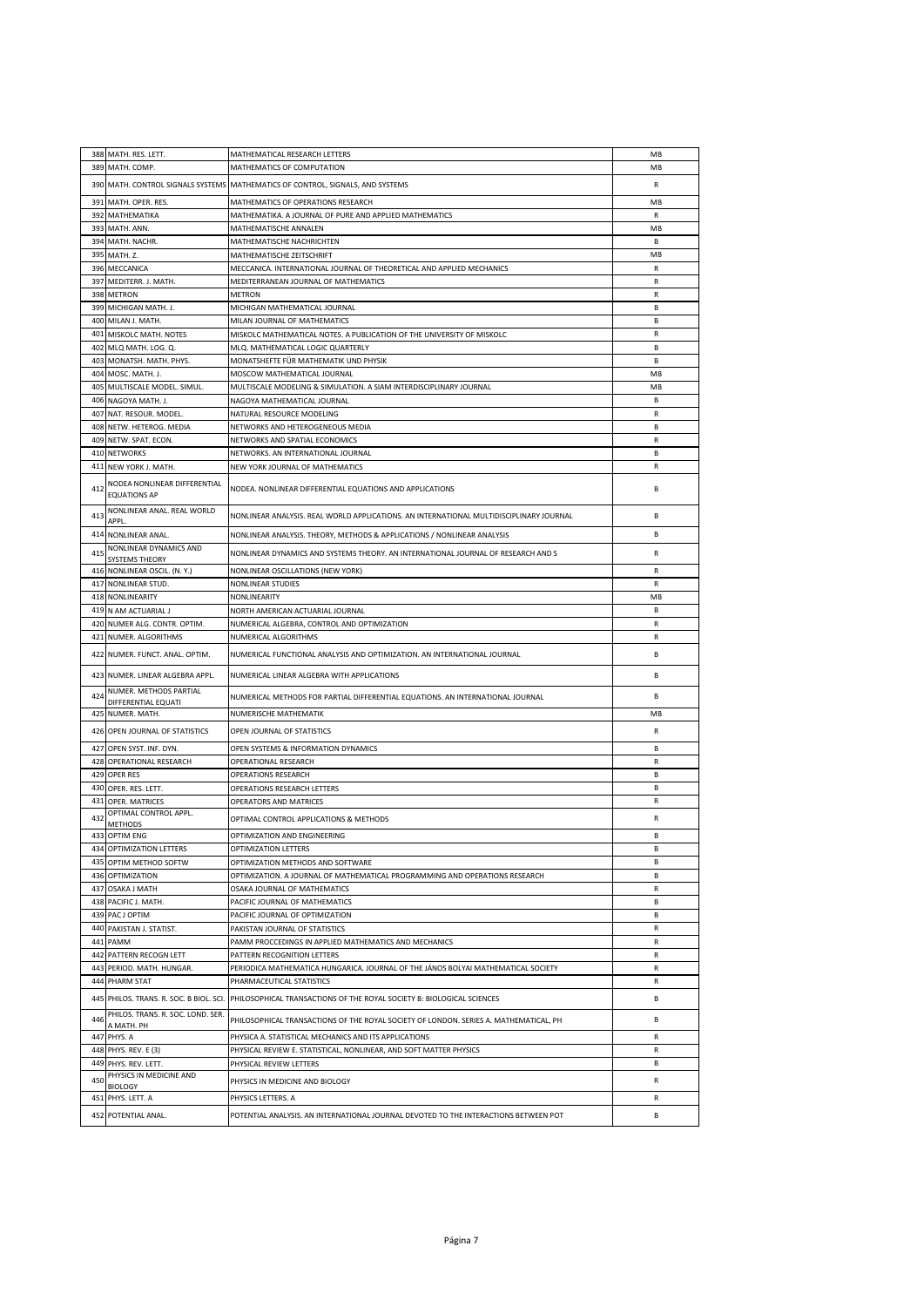| | | | |
|---|---|---|---|
| 388 | MATH. RES. LETT. | MATHEMATICAL RESEARCH LETTERS | MB |
| 389 | MATH. COMP. | MATHEMATICS OF COMPUTATION | MB |
| 390 | MATH. CONTROL SIGNALS SYSTEMS | MATHEMATICS OF CONTROL, SIGNALS, AND SYSTEMS | R |
| 391 | MATH. OPER. RES. | MATHEMATICS OF OPERATIONS RESEARCH | MB |
| 392 | MATHEMATIKA | MATHEMATIKA. A JOURNAL OF PURE AND APPLIED MATHEMATICS | R |
| 393 | MATH. ANN. | MATHEMATISCHE ANNALEN | MB |
| 394 | MATH. NACHR. | MATHEMATISCHE NACHRICHTEN | B |
| 395 | MATH. Z. | MATHEMATISCHE ZEITSCHRIFT | MB |
| 396 | MECCANICA | MECCANICA. INTERNATIONAL JOURNAL OF THEORETICAL AND APPLIED MECHANICS | R |
| 397 | MEDITERR. J. MATH. | MEDITERRANEAN JOURNAL OF MATHEMATICS | R |
| 398 | METRON | METRON | R |
| 399 | MICHIGAN MATH. J. | MICHIGAN MATHEMATICAL JOURNAL | B |
| 400 | MILAN J. MATH. | MILAN JOURNAL OF MATHEMATICS | B |
| 401 | MISKOLC MATH. NOTES | MISKOLC MATHEMATICAL NOTES. A PUBLICATION OF THE UNIVERSITY OF MISKOLC | R |
| 402 | MLQ MATH. LOG. Q. | MLQ. MATHEMATICAL LOGIC QUARTERLY | B |
| 403 | MONATSH. MATH. PHYS. | MONATSHEFTE FÜR MATHEMATIK UND PHYSIK | B |
| 404 | MOSC. MATH. J. | MOSCOW MATHEMATICAL JOURNAL | MB |
| 405 | MULTISCALE MODEL. SIMUL. | MULTISCALE MODELING & SIMULATION. A SIAM INTERDISCIPLINARY JOURNAL | MB |
| 406 | NAGOYA MATH. J. | NAGOYA MATHEMATICAL JOURNAL | B |
| 407 | NAT. RESOUR. MODEL. | NATURAL RESOURCE MODELING | R |
| 408 | NETW. HETEROG. MEDIA | NETWORKS AND HETEROGENEOUS MEDIA | B |
| 409 | NETW. SPAT. ECON. | NETWORKS AND SPATIAL ECONOMICS | R |
| 410 | NETWORKS | NETWORKS. AN INTERNATIONAL JOURNAL | B |
| 411 | NEW YORK J. MATH. | NEW YORK JOURNAL OF MATHEMATICS | R |
| 412 | NODEA NONLINEAR DIFFERENTIAL EQUATIONS AP | NODEA. NONLINEAR DIFFERENTIAL EQUATIONS AND APPLICATIONS | B |
| 413 | NONLINEAR ANAL. REAL WORLD APPL. | NONLINEAR ANALYSIS. REAL WORLD APPLICATIONS. AN INTERNATIONAL MULTIDISCIPLINARY JOURNAL | B |
| 414 | NONLINEAR ANAL. | NONLINEAR ANALYSIS. THEORY, METHODS & APPLICATIONS / NONLINEAR ANALYSIS | B |
| 415 | NONLINEAR DYNAMICS AND SYSTEMS THEORY | NONLINEAR DYNAMICS AND SYSTEMS THEORY. AN INTERNATIONAL JOURNAL OF RESEARCH AND S | R |
| 416 | NONLINEAR OSCIL. (N. Y.) | NONLINEAR OSCILLATIONS (NEW YORK) | R |
| 417 | NONLINEAR STUD. | NONLINEAR STUDIES | R |
| 418 | NONLINEARITY | NONLINEARITY | MB |
| 419 | N AM ACTUARIAL J | NORTH AMERICAN ACTUARIAL JOURNAL | B |
| 420 | NUMER ALG. CONTR. OPTIM. | NUMERICAL ALGEBRA, CONTROL AND OPTIMIZATION | R |
| 421 | NUMER. ALGORITHMS | NUMERICAL ALGORITHMS | R |
| 422 | NUMER. FUNCT. ANAL. OPTIM. | NUMERICAL FUNCTIONAL ANALYSIS AND OPTIMIZATION. AN INTERNATIONAL JOURNAL | B |
| 423 | NUMER. LINEAR ALGEBRA APPL. | NUMERICAL LINEAR ALGEBRA WITH APPLICATIONS | B |
| 424 | NUMER. METHODS PARTIAL DIFFERENTIAL EQUATI | NUMERICAL METHODS FOR PARTIAL DIFFERENTIAL EQUATIONS. AN INTERNATIONAL JOURNAL | B |
| 425 | NUMER. MATH. | NUMERISCHE MATHEMATIK | MB |
| 426 | OPEN JOURNAL OF STATISTICS | OPEN JOURNAL OF STATISTICS | R |
| 427 | OPEN SYST. INF. DYN. | OPEN SYSTEMS & INFORMATION DYNAMICS | B |
| 428 | OPERATIONAL RESEARCH | OPERATIONAL RESEARCH | R |
| 429 | OPER RES | OPERATIONS RESEARCH | B |
| 430 | OPER. RES. LETT. | OPERATIONS RESEARCH LETTERS | B |
| 431 | OPER. MATRICES | OPERATORS AND MATRICES | R |
| 432 | OPTIMAL CONTROL APPL. METHODS | OPTIMAL CONTROL APPLICATIONS & METHODS | R |
| 433 | OPTIM ENG | OPTIMIZATION AND ENGINEERING | B |
| 434 | OPTIMIZATION LETTERS | OPTIMIZATION LETTERS | B |
| 435 | OPTIM METHOD SOFTW | OPTIMIZATION METHODS AND SOFTWARE | B |
| 436 | OPTIMIZATION | OPTIMIZATION. A JOURNAL OF MATHEMATICAL PROGRAMMING AND OPERATIONS RESEARCH | B |
| 437 | OSAKA J MATH | OSAKA JOURNAL OF MATHEMATICS | R |
| 438 | PACIFIC J. MATH. | PACIFIC JOURNAL OF MATHEMATICS | B |
| 439 | PAC J OPTIM | PACIFIC JOURNAL OF OPTIMIZATION | B |
| 440 | PAKISTAN J. STATIST. | PAKISTAN JOURNAL OF STATISTICS | R |
| 441 | PAMM | PAMM PROCCEDINGS IN APPLIED MATHEMATICS AND MECHANICS | R |
| 442 | PATTERN RECOGN LETT | PATTERN RECOGNITION LETTERS | R |
| 443 | PERIOD. MATH. HUNGAR. | PERIODICA MATHEMATICA HUNGARICA. JOURNAL OF THE JÁNOS BOLYAI MATHEMATICAL SOCIETY | R |
| 444 | PHARM STAT | PHARMACEUTICAL STATISTICS | R |
| 445 | PHILOS. TRANS. R. SOC. B BIOL. SCI. | PHILOSOPHICAL TRANSACTIONS OF THE ROYAL SOCIETY B: BIOLOGICAL SCIENCES | B |
| 446 | PHILOS. TRANS. R. SOC. LOND. SER. A MATH. PH | PHILOSOPHICAL TRANSACTIONS OF THE ROYAL SOCIETY OF LONDON. SERIES A. MATHEMATICAL, PH | B |
| 447 | PHYS. A | PHYSICA A. STATISTICAL MECHANICS AND ITS APPLICATIONS | R |
| 448 | PHYS. REV. E (3) | PHYSICAL REVIEW E. STATISTICAL, NONLINEAR, AND SOFT MATTER PHYSICS | R |
| 449 | PHYS. REV. LETT. | PHYSICAL REVIEW LETTERS | B |
| 450 | PHYSICS IN MEDICINE AND BIOLOGY | PHYSICS IN MEDICINE AND BIOLOGY | R |
| 451 | PHYS. LETT. A | PHYSICS LETTERS. A | R |
| 452 | POTENTIAL ANAL. | POTENTIAL ANALYSIS. AN INTERNATIONAL JOURNAL DEVOTED TO THE INTERACTIONS BETWEEN POT | B |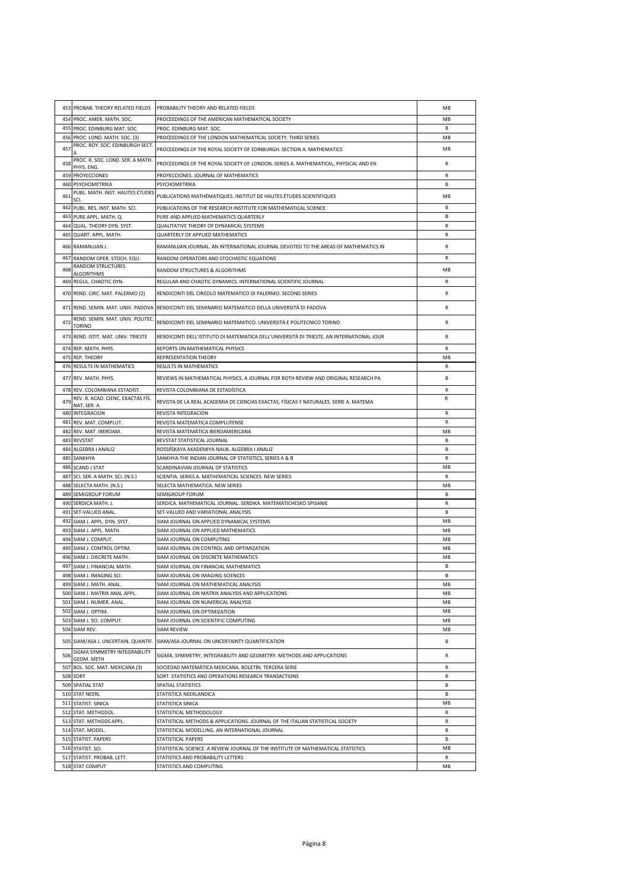| | | | |
|---|---|---|---|
| 453 | PROBAB. THEORY RELATED FIELDS | PROBABILITY THEORY AND RELATED FIELDS | MB |
| 454 | PROC. AMER. MATH. SOC. | PROCEEDINGS OF THE AMERICAN MATHEMATICAL SOCIETY | MB |
| 455 | PROC. EDINBURG MAT. SOC. | PROC. EDINBURG MAT. SOC. | B |
| 456 | PROC. LOND. MATH. SOC. (3) | PROCEEDINGS OF THE LONDON MATHEMATICAL SOCIETY. THIRD SERIES | MB |
| 457 | PROC. ROY. SOC. EDINBURGH SECT. A | PROCEEDINGS OF THE ROYAL SOCIETY OF EDINBURGH. SECTION A. MATHEMATICS | MB |
| 458 | PROC. R. SOC. LOND. SER. A MATH. PHYS. ENG. | PROCEEDINGS OF THE ROYAL SOCIETY OF LONDON. SERIES A. MATHEMATICAL, PHYSICAL AND EN | R |
| 459 | PROYECCIONES | PROYECCIONES. JOURNAL OF MATHEMATICS | R |
| 460 | PSYCHOMETRIKA | PSYCHOMETRIKA | B |
| 461 | PUBL. MATH. INST. HAUTES ÉTUDES SCI. | PUBLICATIONS MATHÉMATIQUES. INSTITUT DE HAUTES ÉTUDES SCIENTIFIQUES | MB |
| 462 | PUBL. RES. INST. MATH. SCI. | PUBLICATIONS OF THE RESEARCH INSTITUTE FOR MATHEMATICAL SCIENCE | B |
| 463 | PURE APPL. MATH. Q. | PURE AND APPLIED MATHEMATICS QUARTERLY | B |
| 464 | QUAL. THEORY DYN. SYST. | QUALITATIVE THEORY OF DYNAMICAL SYSTEMS | R |
| 465 | QUART. APPL. MATH. | QUARTERLY OF APPLIED MATHEMATICS | R |
| 466 | RAMANUJAN J. | RAMANUJAN JOURNAL. AN INTERNATIONAL JOURNAL DEVOTED TO THE AREAS OF MATHEMATICS IN | R |
| 467 | RANDOM OPER. STOCH. EQU. | RANDOM OPERATORS AND STOCHASTIC EQUATIONS | R |
| 468 | RANDOM STRUCTURES ALGORITHMS | RANDOM STRUCTURES & ALGORITHMS | MB |
| 469 | REGUL. CHAOTIC DYN. | REGULAR AND CHAOTIC DYNAMICS. INTERNATIONAL SCIENTIFIC JOURNAL | R |
| 470 | REND. CIRC. MAT. PALERMO (2) | RENDICONTI DEL CIRCOLO MATEMATICO DI PALERMO. SECOND SERIES | R |
| 471 | REND. SEMIN. MAT. UNIV. PADOVA | RENDICONTI DEL SEMINARIO MATEMATICO DELLA UNIVERSITÀ DI PADOVA | R |
| 472 | REND. SEMIN. MAT. UNIV. POLITEC. TORINO | RENDICONTI DEL SEMINARIO MATEMATICO. UNIVERSITÀ E POLITECNICO TORINO | R |
| 473 | REND. ISTIT. MAT. UNIV. TRIESTE | RENDICONTI DELL'ISTITUTO DI MATEMATICA DELL'UNIVERSITÀ DI TRIESTE. AN INTERNATIONAL JOUR | R |
| 474 | REP. MATH. PHYS. | REPORTS ON MATHEMATICAL PHYSICS | R |
| 475 | REP. THEORY | REPRESENTATION THEORY | MB |
| 476 | RESULTS IN MATHEMATICS | RESULTS IN MATHEMATICS | R |
| 477 | REV. MATH. PHYS. | REVIEWS IN MATHEMATICAL PHYSICS. A JOURNAL FOR BOTH REVIEW AND ORIGINAL RESEARCH PA | B |
| 478 | REV. COLOMBIANA ESTADÍST. | REVISTA COLOMBIANA DE ESTADÍSTICA | R |
| 479 | REV. R. ACAD. CIENC. EXACTAS FÍS. NAT. SER. A | REVISTA DE LA REAL ACADEMIA DE CIENCIAS EXACTAS, FÍSICAS Y NATURALES. SERIE A. MATEMA | R |
| 480 | INTEGRACION | REVISTA INTEGRACION | R |
| 481 | REV. MAT. COMPLUT. | REVISTA MATEMÁTICA COMPLUTENSE | R |
| 482 | REV. MAT. IBEROAM. | REVISTA MATEMÁTICA IBEROAMERICANA | MB |
| 483 | REVSTAT | REVSTAT STATISTICAL JOURNAL | B |
| 484 | ALGEBRA I ANALIZ | ROSSIĬSKAYA AKADEMIYA NAUK. ALGEBRA I ANALIZ | B |
| 485 | SANKHYA | SANKHYA-THE INDIAN JOURNAL OF STATISTICS, SERIES A & B | R |
| 486 | SCAND J STAT | SCANDINAVIAN JOURNAL OF STATISTICS | MB |
| 487 | SCI. SER. A MATH. SCI. (N.S.) | SCIENTIA. SERIES A. MATHEMATICAL SCIENCES. NEW SERIES | R |
| 488 | SELECTA MATH. (N.S.) | SELECTA MATHEMATICA. NEW SERIES | MB |
| 489 | SEMIGROUP FORUM | SEMIGROUP FORUM | B |
| 490 | SERDICA MATH. J. | SERDICA. MATHEMATICAL JOURNAL. SERDIKA. MATEMATICHESKO SPISANIE | R |
| 491 | SET-VALUED ANAL. | SET-VALUED AND VARIATIONAL ANALYSIS | B |
| 492 | SIAM J. APPL. DYN. SYST. | SIAM JOURNAL ON APPLIED DYNAMICAL SYSTEMS | MB |
| 493 | SIAM J. APPL. MATH. | SIAM JOURNAL ON APPLIED MATHEMATICS | MB |
| 494 | SIAM J. COMPUT. | SIAM JOURNAL ON COMPUTING | MB |
| 495 | SIAM J. CONTROL OPTIM. | SIAM JOURNAL ON CONTROL AND OPTIMIZATION | MB |
| 496 | SIAM J. DISCRETE MATH. | SIAM JOURNAL ON DISCRETE MATHEMATICS | MB |
| 497 | SIAM J. FINANCIAL MATH. | SIAM JOURNAL ON FINANCIAL MATHEMATICS | B |
| 498 | SIAM J. IMAGING SCI. | SIAM JOURNAL ON IMAGING SCIENCES | B |
| 499 | SIAM J. MATH. ANAL. | SIAM JOURNAL ON MATHEMATICAL ANALYSIS | MB |
| 500 | SIAM J. MATRIX ANAL APPL. | SIAM JOURNAL ON MATRIX ANALYSIS AND APPLICATIONS | MB |
| 501 | SIAM J. NUMER. ANAL. | SIAM JOURNAL ON NUMERICAL ANALYSIS | MB |
| 502 | SIAM J. OPTIM. | SIAM JOURNAL ON OPTIMIZATION | MB |
| 503 | SIAM J. SCI. COMPUT. | SIAM JOURNAL ON SCIENTIFIC COMPUTING | MB |
| 504 | SIAM REV. | SIAM REVIEW | MB |
| 505 | SIAM/ASA J. UNCERTAIN. QUANTIF. | SIAM/ASA JOURNAL ON UNCERTAINTY QUANTIFICATION | B |
| 506 | SIGMA SYMMETRY INTEGRABILITY GEOM. METH | SIGMA. SYMMETRY, INTEGRABILITY AND GEOMETRY. METHODS AND APPLICATIONS | R |
| 507 | BOL. SOC. MAT. MEXICANA (3) | SOCIEDAD MATEMÁTICA MEXICANA. BOLETÍN. TERCERA SERIE | R |
| 508 | SORT | SORT. STATISTICS AND OPERATIONS RESEARCH TRANSACTIONS | R |
| 509 | SPATIAL STAT | SPATIAL STATISTICS | B |
| 510 | STAT NEERL | STATISTICA NEERLANDICA | B |
| 511 | STATIST. SINICA | STATISTICA SINICA | MB |
| 512 | STAT. METHODOL. | STATISTICAL METHODOLOGY | R |
| 513 | STAT. METHODS APPL. | STATISTICAL METHODS & APPLICATIONS. JOURNAL OF THE ITALIAN STATISTICAL SOCIETY | R |
| 514 | STAT. MODEL. | STATISTICAL MODELLING. AN INTERNATIONAL JOURNAL | B |
| 515 | STATIST. PAPERS | STATISTICAL PAPERS | B |
| 516 | STATIST. SCI. | STATISTICAL SCIENCE. A REVIEW JOURNAL OF THE INSTITUTE OF MATHEMATICAL STATISTICS | MB |
| 517 | STATIST. PROBAB. LETT. | STATISTICS AND PROBABILITY LETTERS | R |
| 518 | STAT COMPUT | STATISTICS AND COMPUTING | MB |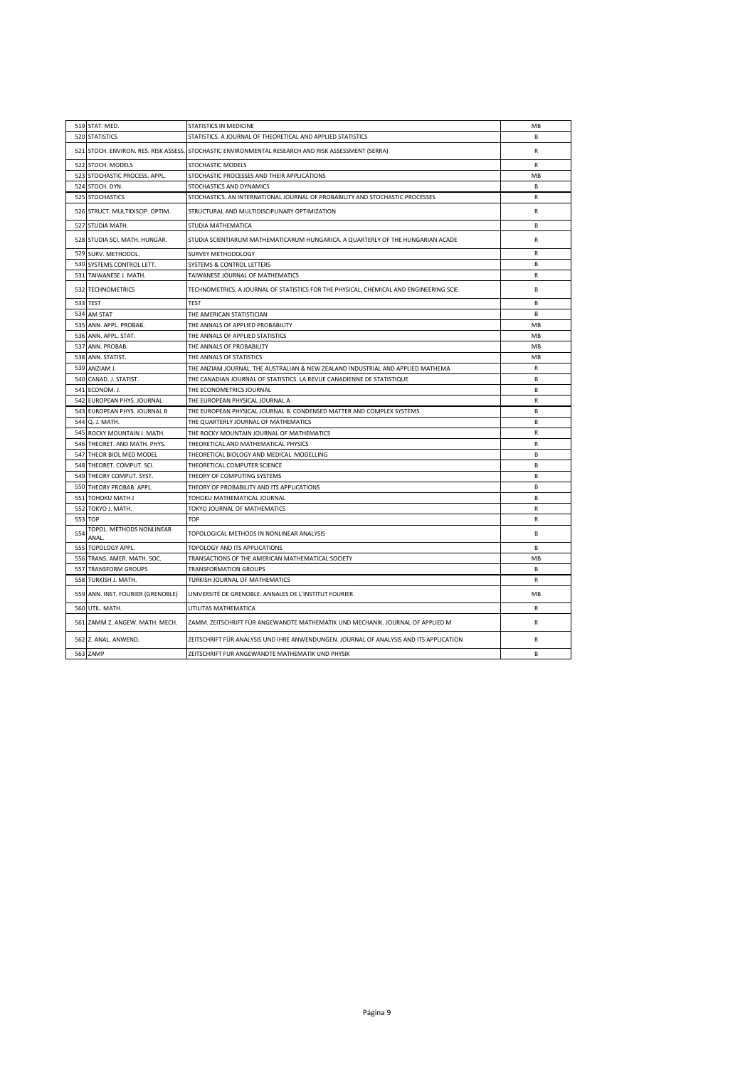| | | | |
|---|---|---|---|
| 519 | STAT. MED. | STATISTICS IN MEDICINE | MB |
| 520 | STATISTICS | STATISTICS. A JOURNAL OF THEORETICAL AND APPLIED STATISTICS | B |
| 521 | STOCH. ENVIRON. RES. RISK ASSESS. | STOCHASTIC ENVIRONMENTAL RESEARCH AND RISK ASSESSMENT (SERRA) | R |
| 522 | STOCH. MODELS | STOCHASTIC MODELS | R |
| 523 | STOCHASTIC PROCESS. APPL. | STOCHASTIC PROCESSES AND THEIR APPLICATIONS | MB |
| 524 | STOCH. DYN. | STOCHASTICS AND DYNAMICS | B |
| 525 | STOCHASTICS | STOCHASTICS. AN INTERNATIONAL JOURNAL OF PROBABILITY AND STOCHASTIC PROCESSES | R |
| 526 | STRUCT. MULTIDISCIP. OPTIM. | STRUCTURAL AND MULTIDISCIPLINARY OPTIMIZATION | R |
| 527 | STUDIA MATH. | STUDIA MATHEMATICA | B |
| 528 | STUDIA SCI. MATH. HUNGAR. | STUDIA SCIENTIARUM MATHEMATICARUM HUNGARICA. A QUARTERLY OF THE HUNGARIAN ACADE | R |
| 529 | SURV. METHODOL. | SURVEY METHODOLOGY | R |
| 530 | SYSTEMS CONTROL LETT. | SYSTEMS & CONTROL LETTERS | B |
| 531 | TAIWANESE J. MATH. | TAIWANESE JOURNAL OF MATHEMATICS | R |
| 532 | TECHNOMETRICS | TECHNOMETRICS. A JOURNAL OF STATISTICS FOR THE PHYSICAL, CHEMICAL AND ENGINEERING SCIE | B |
| 533 | TEST | TEST | B |
| 534 | AM STAT | THE AMERICAN STATISTICIAN | B |
| 535 | ANN. APPL. PROBAB. | THE ANNALS OF APPLIED PROBABILITY | MB |
| 536 | ANN. APPL. STAT. | THE ANNALS OF APPLIED STATISTICS | MB |
| 537 | ANN. PROBAB. | THE ANNALS OF PROBABILITY | MB |
| 538 | ANN. STATIST. | THE ANNALS OF STATISTICS | MB |
| 539 | ANZIAM J. | THE ANZIAM JOURNAL. THE AUSTRALIAN & NEW ZEALAND INDUSTRIAL AND APPLIED MATHEMA | R |
| 540 | CANAD. J. STATIST. | THE CANADIAN JOURNAL OF STATISTICS. LA REVUE CANADIENNE DE STATISTIQUE | B |
| 541 | ECONOM. J. | THE ECONOMETRICS JOURNAL | B |
| 542 | EUROPEAN PHYS. JOURNAL | THE EUROPEAN PHYSICAL JOURNAL A | R |
| 543 | EUROPEAN PHYS. JOURNAL B | THE EUROPEAN PHYSICAL JOURNAL B. CONDENSED MATTER AND COMPLEX SYSTEMS | B |
| 544 | Q. J. MATH. | THE QUARTERLY JOURNAL OF MATHEMATICS | B |
| 545 | ROCKY MOUNTAIN J. MATH. | THE ROCKY MOUNTAIN JOURNAL OF MATHEMATICS | R |
| 546 | THEORET. AND MATH. PHYS. | THEORETICAL AND MATHEMATICAL PHYSICS | R |
| 547 | THEOR BIOL MED MODEL | THEORETICAL BIOLOGY AND MEDICAL MODELLING | B |
| 548 | THEORET. COMPUT. SCI. | THEORETICAL COMPUTER SCIENCE | B |
| 549 | THEORY COMPUT. SYST. | THEORY OF COMPUTING SYSTEMS | B |
| 550 | THEORY PROBAB. APPL. | THEORY OF PROBABILITY AND ITS APPLICATIONS | B |
| 551 | TOHOKU MATH J | TOHOKU MATHEMATICAL JOURNAL | B |
| 552 | TOKYO J. MATH. | TOKYO JOURNAL OF MATHEMATICS | R |
| 553 | TOP | TOP | R |
| 554 | TOPOL. METHODS NONLINEAR ANAL. | TOPOLOGICAL METHODS IN NONLINEAR ANALYSIS | B |
| 555 | TOPOLOGY APPL. | TOPOLOGY AND ITS APPLICATIONS | B |
| 556 | TRANS. AMER. MATH. SOC. | TRANSACTIONS OF THE AMERICAN MATHEMATICAL SOCIETY | MB |
| 557 | TRANSFORM GROUPS | TRANSFORMATION GROUPS | B |
| 558 | TURKISH J. MATH. | TURKISH JOURNAL OF MATHEMATICS | R |
| 559 | ANN. INST. FOURIER (GRENOBLE) | UNIVERSITÉ DE GRENOBLE. ANNALES DE L'INSTITUT FOURIER | MB |
| 560 | UTIL. MATH. | UTILITAS MATHEMATICA | R |
| 561 | ZAMM Z. ANGEW. MATH. MECH. | ZAMM. ZEITSCHRIFT FÜR ANGEWANDTE MATHEMATIK UND MECHANIK. JOURNAL OF APPLIED M | R |
| 562 | Z. ANAL. ANWEND. | ZEITSCHRIFT FÜR ANALYSIS UND IHRE ANWENDUNGEN. JOURNAL OF ANALYSIS AND ITS APPLICATION | R |
| 563 | ZAMP | ZEITSCHRIFT FUR ANGEWANDTE MATHEMATIK UND PHYSIK | B |